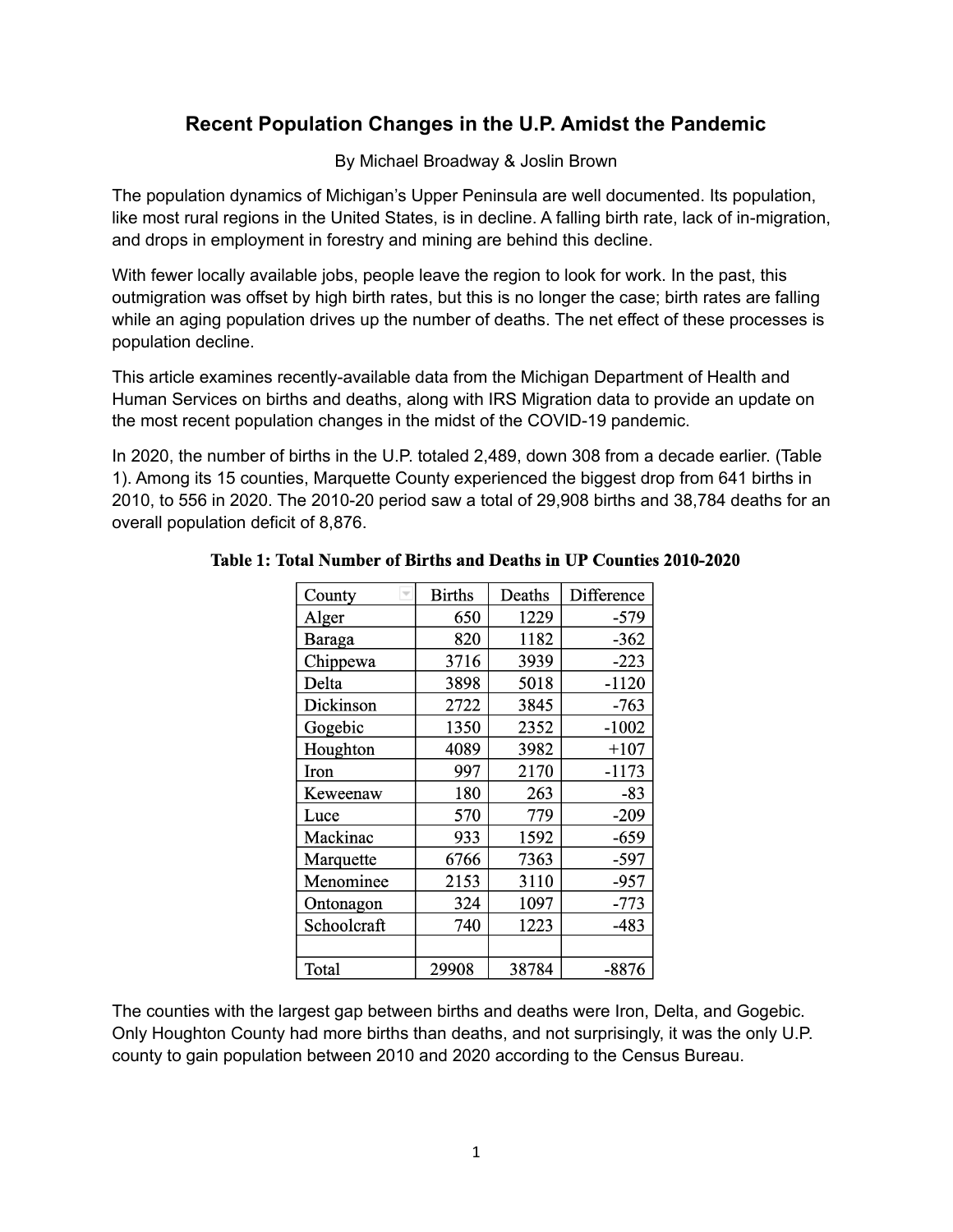# Recent Population Changes in the U.P. Amidst the Pandemic

By Michael Broadway & Joslin Brown

The population dynamics of Michigan's Upper Peninsula are well documented. Its population, like most rural regions in the United States, is in decline. A falling birth rate, lack of in-migration, and drops in employment in forestry and mining are behind this decline.

With fewer locally available jobs, people leave the region to look for work. In the past, this outmigration was offset by high birth rates, but this is no longer the case; birth rates are falling while an aging population drives up the number of deaths. The net effect of these processes is population decline.

This article examines recently-available data from the Michigan Department of Health and Human Services on births and deaths, along with IRS Migration data to provide an update on the most recent population changes in the midst of the COVID-19 pandemic.

In 2020, the number of births in the U.P. totaled 2,489, down 308 from a decade earlier. (Table 1). Among its 15 counties, Marquette County experienced the biggest drop from 641 births in 2010, to 556 in 2020. The 2010-20 period saw a total of 29,908 births and 38,784 deaths for an overall population deficit of 8,876.

**Table 1: Total Number of Births and Deaths in UP Counties 2010-2020**

| County | Births | Deaths | Difference |
|---|---|---|---|
| Alger | 650 | 1229 | -579 |
| Baraga | 820 | 1182 | -362 |
| Chippewa | 3716 | 3939 | -223 |
| Delta | 3898 | 5018 | -1120 |
| Dickinson | 2722 | 3845 | -763 |
| Gogebic | 1350 | 2352 | -1002 |
| Houghton | 4089 | 3982 | +107 |
| Iron | 997 | 2170 | -1173 |
| Keweenaw | 180 | 263 | -83 |
| Luce | 570 | 779 | -209 |
| Mackinac | 933 | 1592 | -659 |
| Marquette | 6766 | 7363 | -597 |
| Menominee | 2153 | 3110 | -957 |
| Ontonagon | 324 | 1097 | -773 |
| Schoolcraft | 740 | 1223 | -483 |
| | | | |
| Total | 29908 | 38784 | -8876 |

The counties with the largest gap between births and deaths were Iron, Delta, and Gogebic. Only Houghton County had more births than deaths, and not surprisingly, it was the only U.P. county to gain population between 2010 and 2020 according to the Census Bureau.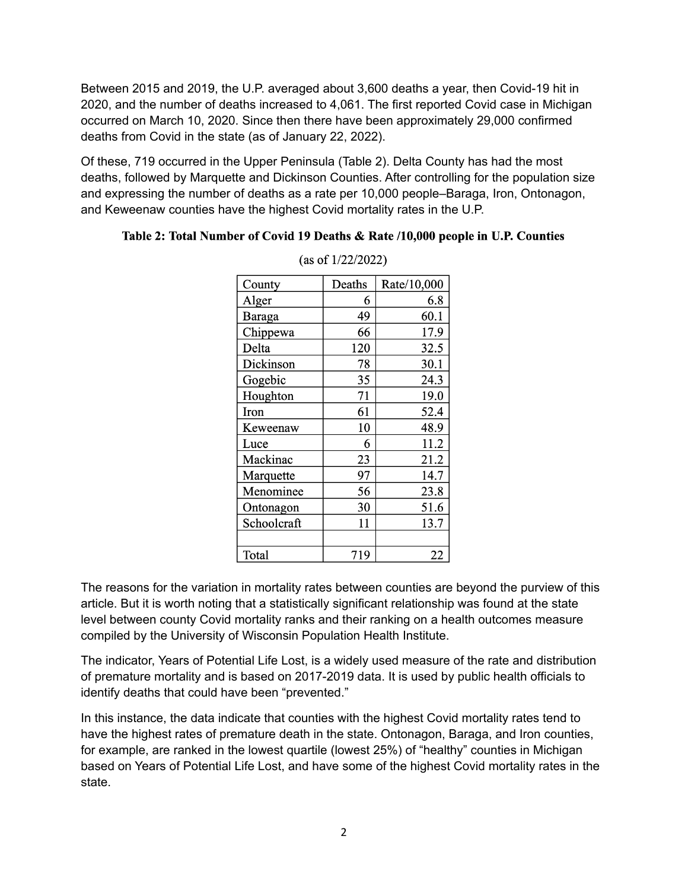Between 2015 and 2019, the U.P. averaged about 3,600 deaths a year, then Covid-19 hit in 2020, and the number of deaths increased to 4,061. The first reported Covid case in Michigan occurred on March 10, 2020. Since then there have been approximately 29,000 confirmed deaths from Covid in the state (as of January 22, 2022).

Of these, 719 occurred in the Upper Peninsula (Table 2). Delta County has had the most deaths, followed by Marquette and Dickinson Counties. After controlling for the population size and expressing the number of deaths as a rate per 10,000 people–Baraga, Iron, Ontonagon, and Keweenaw counties have the highest Covid mortality rates in the U.P.

**Table 2: Total Number of Covid 19 Deaths & Rate /10,000 people in U.P. Counties**

(as of 1/22/2022)

| County | Deaths | Rate/10,000 |
|---|---|---|
| Alger | 6 | 6.8 |
| Baraga | 49 | 60.1 |
| Chippewa | 66 | 17.9 |
| Delta | 120 | 32.5 |
| Dickinson | 78 | 30.1 |
| Gogebic | 35 | 24.3 |
| Houghton | 71 | 19.0 |
| Iron | 61 | 52.4 |
| Keweenaw | 10 | 48.9 |
| Luce | 6 | 11.2 |
| Mackinac | 23 | 21.2 |
| Marquette | 97 | 14.7 |
| Menominee | 56 | 23.8 |
| Ontonagon | 30 | 51.6 |
| Schoolcraft | 11 | 13.7 |
| | | |
| Total | 719 | 22 |

The reasons for the variation in mortality rates between counties are beyond the purview of this article. But it is worth noting that a statistically significant relationship was found at the state level between county Covid mortality ranks and their ranking on a health outcomes measure compiled by the University of Wisconsin Population Health Institute.

The indicator, Years of Potential Life Lost, is a widely used measure of the rate and distribution of premature mortality and is based on 2017-2019 data. It is used by public health officials to identify deaths that could have been "prevented."

In this instance, the data indicate that counties with the highest Covid mortality rates tend to have the highest rates of premature death in the state. Ontonagon, Baraga, and Iron counties, for example, are ranked in the lowest quartile (lowest 25%) of "healthy" counties in Michigan based on Years of Potential Life Lost, and have some of the highest Covid mortality rates in the state.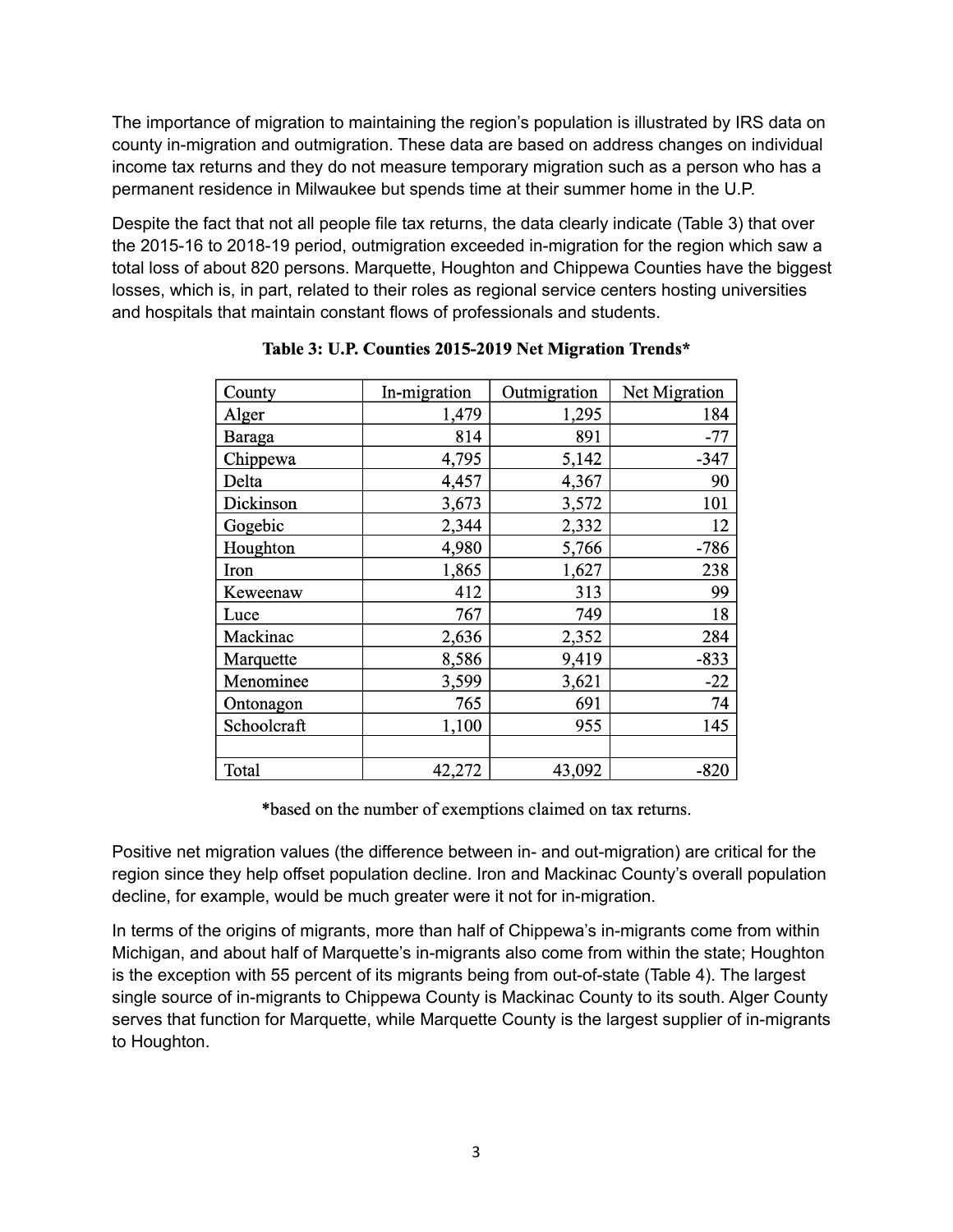The importance of migration to maintaining the region's population is illustrated by IRS data on county in-migration and outmigration. These data are based on address changes on individual income tax returns and they do not measure temporary migration such as a person who has a permanent residence in Milwaukee but spends time at their summer home in the U.P.

Despite the fact that not all people file tax returns, the data clearly indicate (Table 3) that over the 2015-16 to 2018-19 period, outmigration exceeded in-migration for the region which saw a total loss of about 820 persons. Marquette, Houghton and Chippewa Counties have the biggest losses, which is, in part, related to their roles as regional service centers hosting universities and hospitals that maintain constant flows of professionals and students.

**Table 3: U.P. Counties 2015-2019 Net Migration Trends***

| County | In-migration | Outmigration | Net Migration |
|---|---|---|---|
| Alger | 1,479 | 1,295 | 184 |
| Baraga | 814 | 891 | -77 |
| Chippewa | 4,795 | 5,142 | -347 |
| Delta | 4,457 | 4,367 | 90 |
| Dickinson | 3,673 | 3,572 | 101 |
| Gogebic | 2,344 | 2,332 | 12 |
| Houghton | 4,980 | 5,766 | -786 |
| Iron | 1,865 | 1,627 | 238 |
| Keweenaw | 412 | 313 | 99 |
| Luce | 767 | 749 | 18 |
| Mackinac | 2,636 | 2,352 | 284 |
| Marquette | 8,586 | 9,419 | -833 |
| Menominee | 3,599 | 3,621 | -22 |
| Ontonagon | 765 | 691 | 74 |
| Schoolcraft | 1,100 | 955 | 145 |
| | | | |
| Total | 42,272 | 43,092 | -820 |

*based on the number of exemptions claimed on tax returns.

Positive net migration values (the difference between in- and out-migration) are critical for the region since they help offset population decline. Iron and Mackinac County's overall population decline, for example, would be much greater were it not for in-migration.

In terms of the origins of migrants, more than half of Chippewa's in-migrants come from within Michigan, and about half of Marquette's in-migrants also come from within the state; Houghton is the exception with 55 percent of its migrants being from out-of-state (Table 4). The largest single source of in-migrants to Chippewa County is Mackinac County to its south. Alger County serves that function for Marquette, while Marquette County is the largest supplier of in-migrants to Houghton.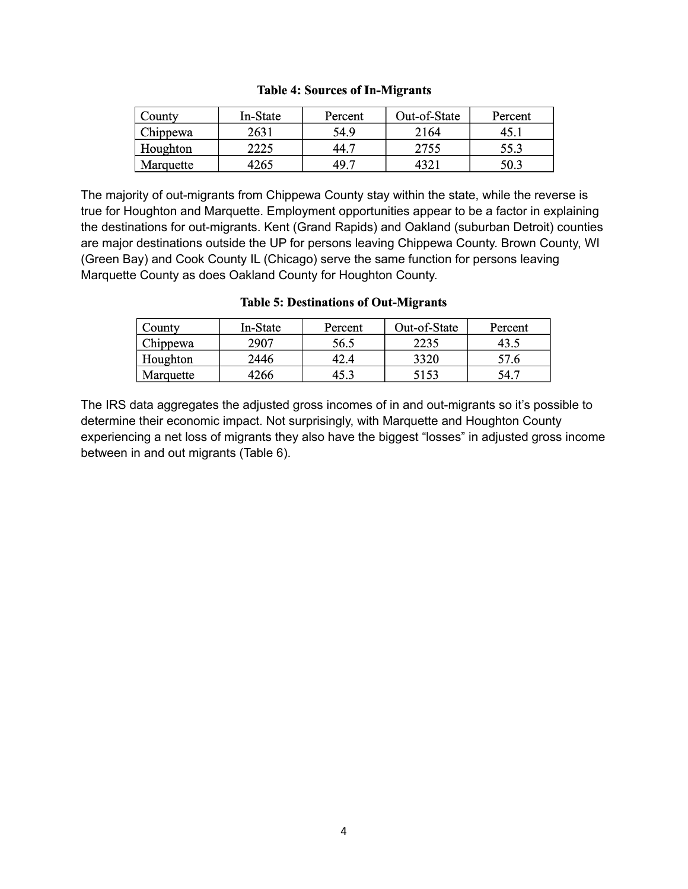**Table 4: Sources of In-Migrants**

| County | In-State | Percent | Out-of-State | Percent |
|---|---|---|---|---|
| Chippewa | 2631 | 54.9 | 2164 | 45.1 |
| Houghton | 2225 | 44.7 | 2755 | 55.3 |
| Marquette | 4265 | 49.7 | 4321 | 50.3 |

The majority of out-migrants from Chippewa County stay within the state, while the reverse is true for Houghton and Marquette. Employment opportunities appear to be a factor in explaining the destinations for out-migrants. Kent (Grand Rapids) and Oakland (suburban Detroit) counties are major destinations outside the UP for persons leaving Chippewa County. Brown County, WI (Green Bay) and Cook County IL (Chicago) serve the same function for persons leaving Marquette County as does Oakland County for Houghton County.

**Table 5: Destinations of Out-Migrants**

| County | In-State | Percent | Out-of-State | Percent |
|---|---|---|---|---|
| Chippewa | 2907 | 56.5 | 2235 | 43.5 |
| Houghton | 2446 | 42.4 | 3320 | 57.6 |
| Marquette | 4266 | 45.3 | 5153 | 54.7 |

The IRS data aggregates the adjusted gross incomes of in and out-migrants so it's possible to determine their economic impact. Not surprisingly, with Marquette and Houghton County experiencing a net loss of migrants they also have the biggest "losses" in adjusted gross income between in and out migrants (Table 6).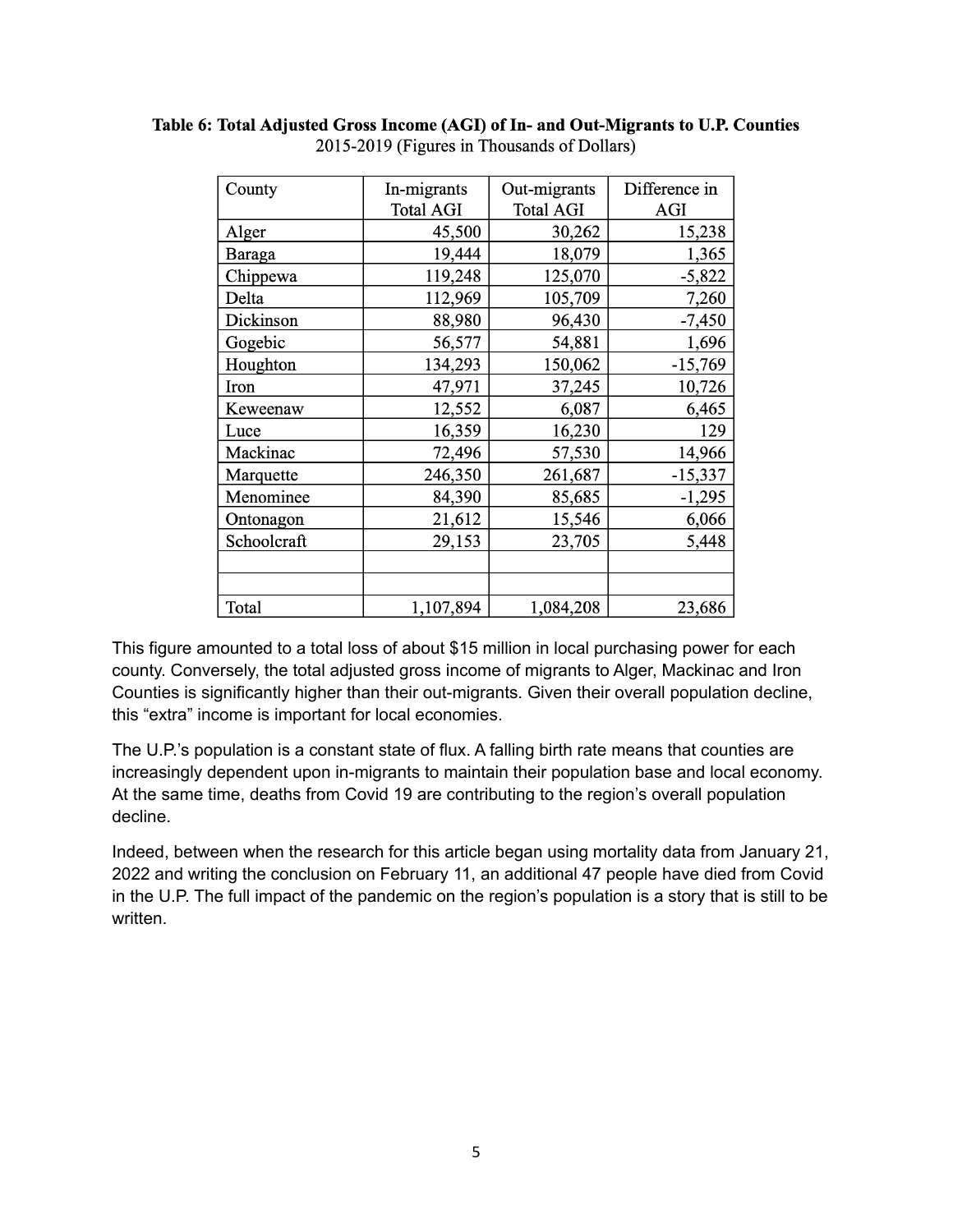**Table 6: Total Adjusted Gross Income (AGI) of In- and Out-Migrants to U.P. Counties**
2015-2019 (Figures in Thousands of Dollars)

| County | In-migrants Total AGI | Out-migrants Total AGI | Difference in AGI |
|---|---|---|---|
| Alger | 45,500 | 30,262 | 15,238 |
| Baraga | 19,444 | 18,079 | 1,365 |
| Chippewa | 119,248 | 125,070 | -5,822 |
| Delta | 112,969 | 105,709 | 7,260 |
| Dickinson | 88,980 | 96,430 | -7,450 |
| Gogebic | 56,577 | 54,881 | 1,696 |
| Houghton | 134,293 | 150,062 | -15,769 |
| Iron | 47,971 | 37,245 | 10,726 |
| Keweenaw | 12,552 | 6,087 | 6,465 |
| Luce | 16,359 | 16,230 | 129 |
| Mackinac | 72,496 | 57,530 | 14,966 |
| Marquette | 246,350 | 261,687 | -15,337 |
| Menominee | 84,390 | 85,685 | -1,295 |
| Ontonagon | 21,612 | 15,546 | 6,066 |
| Schoolcraft | 29,153 | 23,705 | 5,448 |
| | | | |
| | | | |
| Total | 1,107,894 | 1,084,208 | 23,686 |

This figure amounted to a total loss of about $15 million in local purchasing power for each county. Conversely, the total adjusted gross income of migrants to Alger, Mackinac and Iron Counties is significantly higher than their out-migrants. Given their overall population decline, this "extra" income is important for local economies.

The U.P.'s population is a constant state of flux. A falling birth rate means that counties are increasingly dependent upon in-migrants to maintain their population base and local economy. At the same time, deaths from Covid 19 are contributing to the region's overall population decline.

Indeed, between when the research for this article began using mortality data from January 21, 2022 and writing the conclusion on February 11, an additional 47 people have died from Covid in the U.P. The full impact of the pandemic on the region's population is a story that is still to be written.